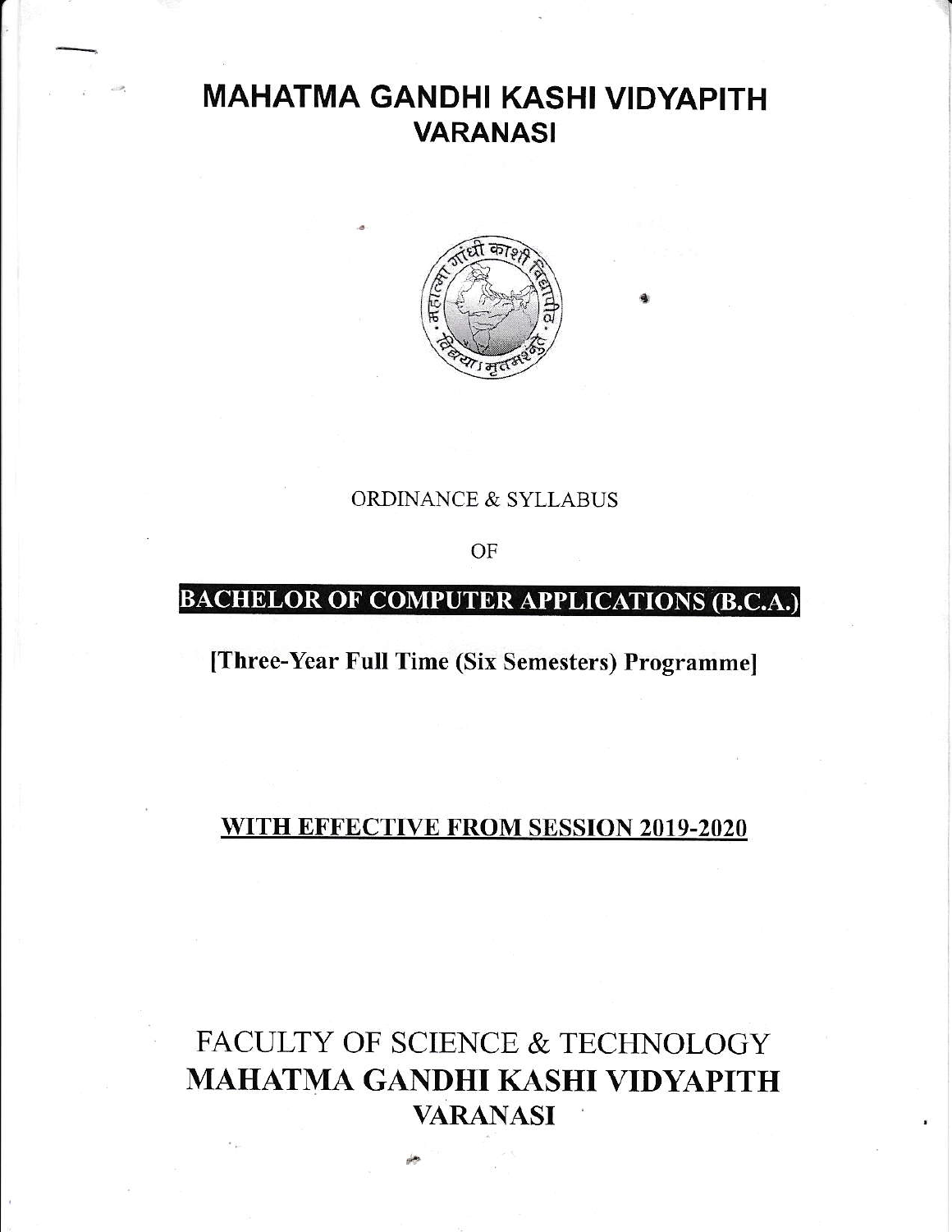# MAHATMA GANDHI KASHI VIDYAPITH
## VARANASI

ORDINANCE & SYLLABUS

OF

## BACHELOR OF COMPUTER APPLICATIONS (B.C.A.)

**[Three-Year Full Time (Six Semesters) Programme]**

**WITH EFFECTIVE FROM SESSION 2019-2020**

FACULTY OF SCIENCE & TECHNOLOGY

**MAHATMA GANDHI KASHI VIDYAPITH**

**VARANASI**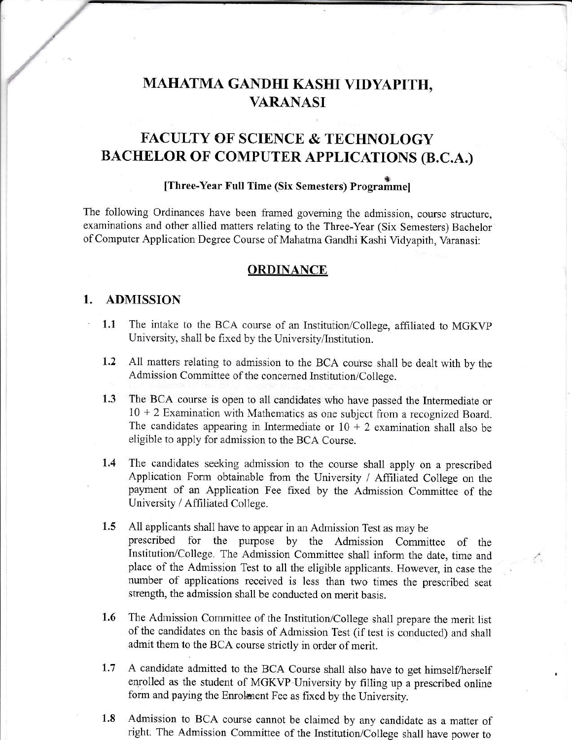# MAHATMA GANDHI KASHI VIDYAPITH, VARANASI

# FACULTY OF SCIENCE & TECHNOLOGY
# BACHELOR OF COMPUTER APPLICATIONS (B.C.A.)

**[Three-Year Full Time (Six Semesters) Programme]**

The following Ordinances have been framed governing the admission, course structure, examinations and other allied matters relating to the Three-Year (Six Semesters) Bachelor of Computer Application Degree Course of Mahatma Gandhi Kashi Vidyapith, Varanasi:

## ORDINANCE

## 1. ADMISSION

- **1.1** The intake to the BCA course of an Institution/College, affiliated to MGKVP University, shall be fixed by the University/Institution.

- **1.2** All matters relating to admission to the BCA course shall be dealt with by the Admission Committee of the concerned Institution/College.

- **1.3** The BCA course is open to all candidates who have passed the Intermediate or 10 + 2 Examination with Mathematics as one subject from a recognized Board. The candidates appearing in Intermediate or 10 + 2 examination shall also be eligible to apply for admission to the BCA Course.

- **1.4** The candidates seeking admission to the course shall apply on a prescribed Application Form obtainable from the University / Affiliated College on the payment of an Application Fee fixed by the Admission Committee of the University / Affiliated College.

- **1.5** All applicants shall have to appear in an Admission Test as may be prescribed for the purpose by the Admission Committee of the Institution/College. The Admission Committee shall inform the date, time and place of the Admission Test to all the eligible applicants. However, in case the number of applications received is less than two times the prescribed seat strength, the admission shall be conducted on merit basis.

- **1.6** The Admission Committee of the Institution/College shall prepare the merit list of the candidates on the basis of Admission Test (if test is conducted) and shall admit them to the BCA course strictly in order of merit.

- **1.7** A candidate admitted to the BCA Course shall also have to get himself/herself enrolled as the student of MGKVP University by filling up a prescribed online form and paying the Enrolment Fee as fixed by the University.

- **1.8** Admission to BCA course cannot be claimed by any candidate as a matter of right. The Admission Committee of the Institution/College shall have power to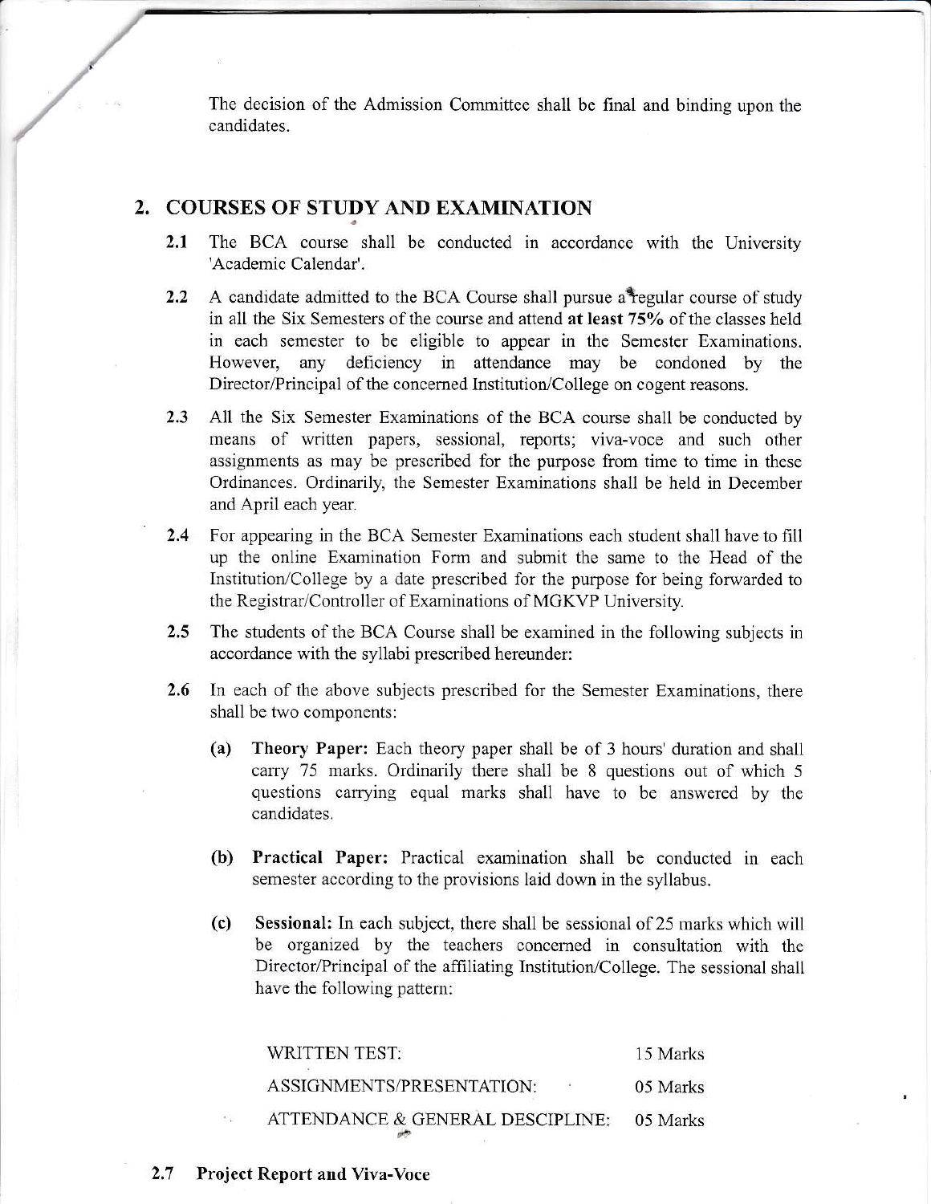The decision of the Admission Committee shall be final and binding upon the candidates.

## 2. COURSES OF STUDY AND EXAMINATION

**2.1** The BCA course shall be conducted in accordance with the University 'Academic Calendar'.

**2.2** A candidate admitted to the BCA Course shall pursue a regular course of study in all the Six Semesters of the course and attend **at least 75%** of the classes held in each semester to be eligible to appear in the Semester Examinations. However, any deficiency in attendance may be condoned by the Director/Principal of the concerned Institution/College on cogent reasons.

**2.3** All the Six Semester Examinations of the BCA course shall be conducted by means of written papers, sessional, reports; viva-voce and such other assignments as may be prescribed for the purpose from time to time in these Ordinances. Ordinarily, the Semester Examinations shall be held in December and April each year.

**2.4** For appearing in the BCA Semester Examinations each student shall have to fill up the online Examination Form and submit the same to the Head of the Institution/College by a date prescribed for the purpose for being forwarded to the Registrar/Controller of Examinations of MGKVP University.

**2.5** The students of the BCA Course shall be examined in the following subjects in accordance with the syllabi prescribed hereunder:

**2.6** In each of the above subjects prescribed for the Semester Examinations, there shall be two components:

- **(a) Theory Paper:** Each theory paper shall be of 3 hours' duration and shall carry 75 marks. Ordinarily there shall be 8 questions out of which 5 questions carrying equal marks shall have to be answered by the candidates.

- **(b) Practical Paper:** Practical examination shall be conducted in each semester according to the provisions laid down in the syllabus.

- **(c) Sessional:** In each subject, there shall be sessional of 25 marks which will be organized by the teachers concerned in consultation with the Director/Principal of the affiliating Institution/College. The sessional shall have the following pattern:

| | |
|---|---|
| WRITTEN TEST: | 15 Marks |
| ASSIGNMENTS/PRESENTATION: | 05 Marks |
| ATTENDANCE & GENERAL DESCIPLINE: | 05 Marks |

**2.7 Project Report and Viva-Voce**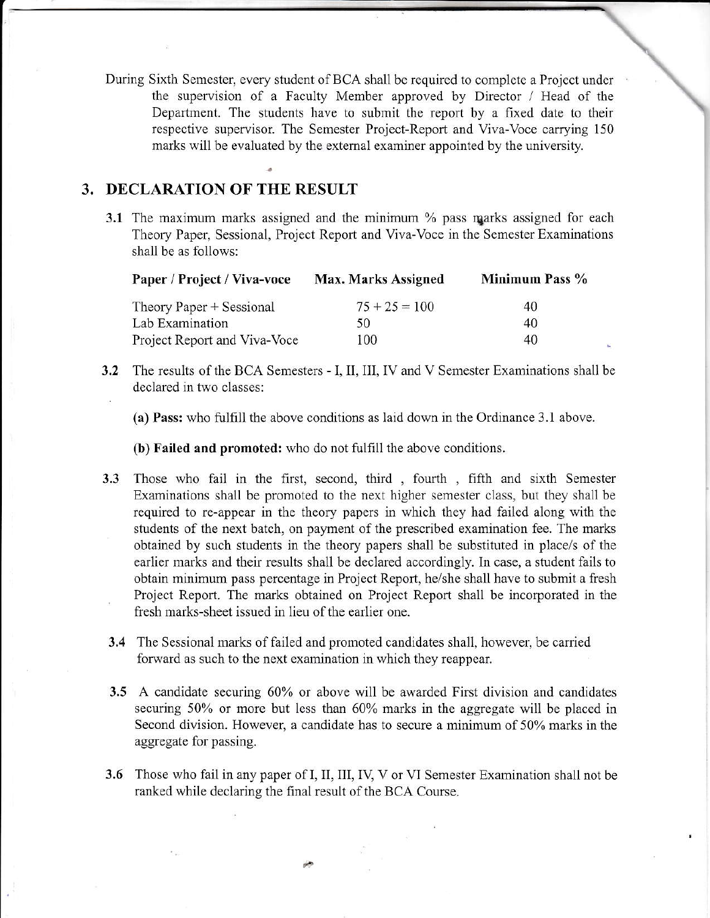During Sixth Semester, every student of BCA shall be required to complete a Project under the supervision of a Faculty Member approved by Director / Head of the Department. The students have to submit the report by a fixed date to their respective supervisor. The Semester Project-Report and Viva-Voce carrying 150 marks will be evaluated by the external examiner appointed by the university.

## 3. DECLARATION OF THE RESULT

**3.1** The maximum marks assigned and the minimum % pass marks assigned for each Theory Paper, Sessional, Project Report and Viva-Voce in the Semester Examinations shall be as follows:

| Paper / Project / Viva-voce | Max. Marks Assigned | Minimum Pass % |
|---|---|---|
| Theory Paper + Sessional | 75 + 25 = 100 | 40 |
| Lab Examination | 50 | 40 |
| Project Report and Viva-Voce | 100 | 40 |

**3.2** The results of the BCA Semesters - I, II, III, IV and V Semester Examinations shall be declared in two classes:

**(a) Pass:** who fulfill the above conditions as laid down in the Ordinance 3.1 above.

**(b) Failed and promoted:** who do not fulfill the above conditions.

**3.3** Those who fail in the first, second, third , fourth , fifth and sixth Semester Examinations shall be promoted to the next higher semester class, but they shall be required to re-appear in the theory papers in which they had failed along with the students of the next batch, on payment of the prescribed examination fee. The marks obtained by such students in the theory papers shall be substituted in place/s of the earlier marks and their results shall be declared accordingly. In case, a student fails to obtain minimum pass percentage in Project Report, he/she shall have to submit a fresh Project Report. The marks obtained on Project Report shall be incorporated in the fresh marks-sheet issued in lieu of the earlier one.

**3.4** The Sessional marks of failed and promoted candidates shall, however, be carried forward as such to the next examination in which they reappear.

**3.5** A candidate securing 60% or above will be awarded First division and candidates securing 50% or more but less than 60% marks in the aggregate will be placed in Second division. However, a candidate has to secure a minimum of 50% marks in the aggregate for passing.

**3.6** Those who fail in any paper of I, II, III, IV, V or VI Semester Examination shall not be ranked while declaring the final result of the BCA Course.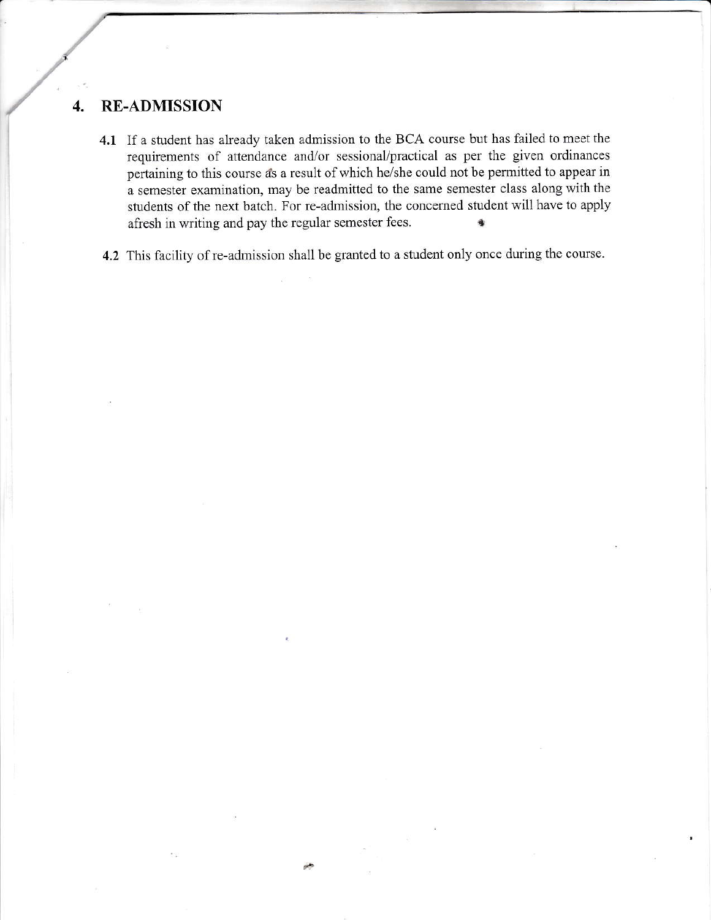## 4. RE-ADMISSION

4.1 If a student has already taken admission to the BCA course but has failed to meet the requirements of attendance and/or sessional/practical as per the given ordinances pertaining to this course as a result of which he/she could not be permitted to appear in a semester examination, may be readmitted to the same semester class along with the students of the next batch. For re-admission, the concerned student will have to apply afresh in writing and pay the regular semester fees.

4.2 This facility of re-admission shall be granted to a student only once during the course.